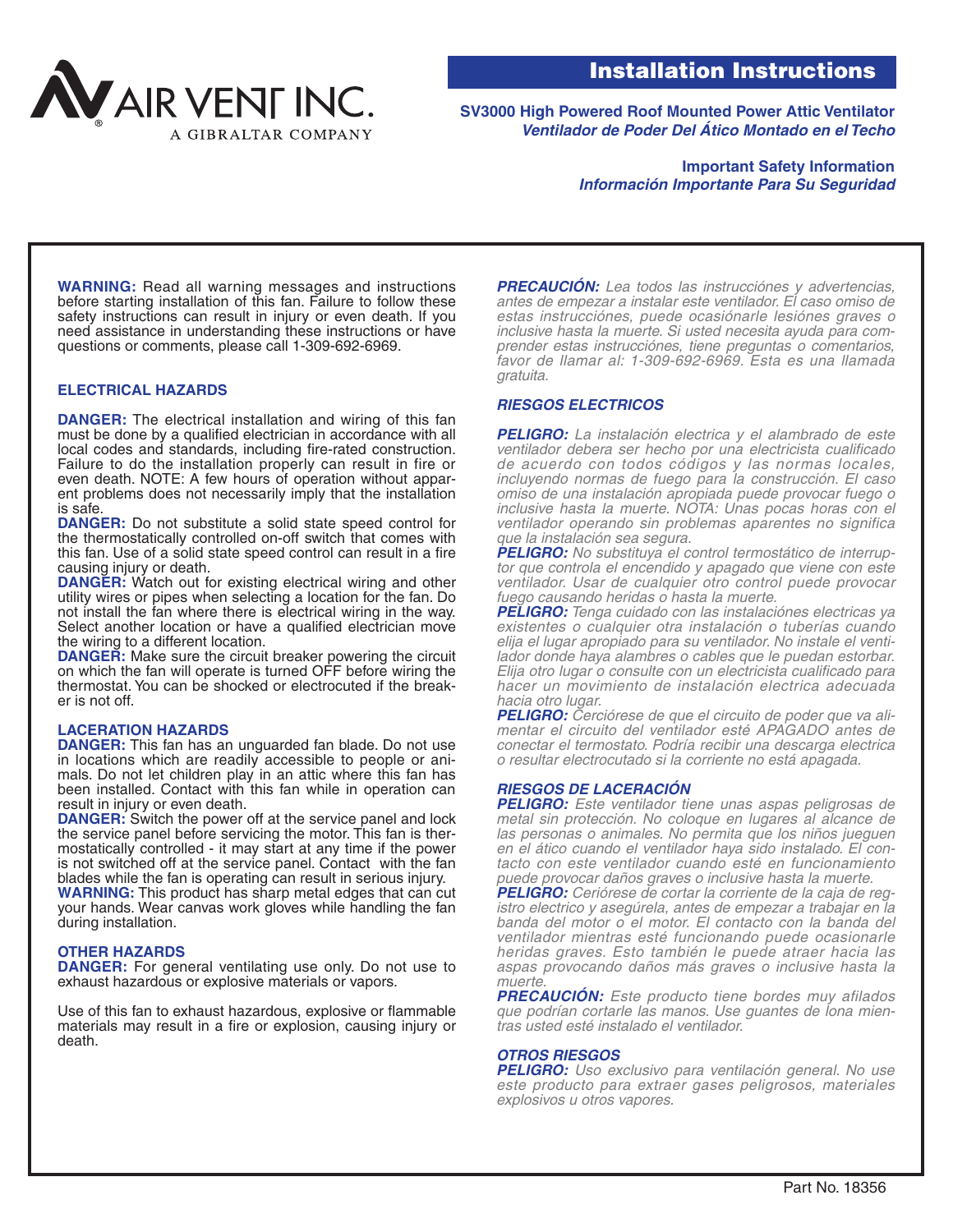AIR VENT INC.
A GIBRALTAR COMPANY

# Installation Instructions

**SV3000 High Powered Roof Mounted Power Attic Ventilator**
***Ventilador de Poder Del Ático Montado en el Techo***

**Important Safety Information**
***Información Importante Para Su Seguridad***

**WARNING:** Read all warning messages and instructions before starting installation of this fan. Failure to follow these safety instructions can result in injury or even death. If you need assistance in understanding these instructions or have questions or comments, please call 1-309-692-6969.

### ELECTRICAL HAZARDS

**DANGER:** The electrical installation and wiring of this fan must be done by a qualified electrician in accordance with all local codes and standards, including fire-rated construction. Failure to do the installation properly can result in fire or even death. NOTE: A few hours of operation without apparent problems does not necessarily imply that the installation is safe.

**DANGER:** Do not substitute a solid state speed control for the thermostatically controlled on-off switch that comes with this fan. Use of a solid state speed control can result in a fire causing injury or death.

**DANGER:** Watch out for existing electrical wiring and other utility wires or pipes when selecting a location for the fan. Do not install the fan where there is electrical wiring in the way. Select another location or have a qualified electrician move the wiring to a different location.

**DANGER:** Make sure the circuit breaker powering the circuit on which the fan will operate is turned OFF before wiring the thermostat. You can be shocked or electrocuted if the breaker is not off.

### LACERATION HAZARDS

**DANGER:** This fan has an unguarded fan blade. Do not use in locations which are readily accessible to people or animals. Do not let children play in an attic where this fan has been installed. Contact with this fan while in operation can result in injury or even death.

**DANGER:** Switch the power off at the service panel and lock the service panel before servicing the motor. This fan is thermostatically controlled - it may start at any time if the power is not switched off at the service panel. Contact with the fan blades while the fan is operating can result in serious injury.

**WARNING:** This product has sharp metal edges that can cut your hands. Wear canvas work gloves while handling the fan during installation.

### OTHER HAZARDS

**DANGER:** For general ventilating use only. Do not use to exhaust hazardous or explosive materials or vapors.

Use of this fan to exhaust hazardous, explosive or flammable materials may result in a fire or explosion, causing injury or death.

***PRECAUCIÓN:*** *Lea todos las instrucciónes y advertencias, antes de empezar a instalar este ventilador. El caso omiso de estas instrucciónes, puede ocasiónarle lesiónes graves o inclusive hasta la muerte. Si usted necesita ayuda para comprender estas instrucciónes, tiene preguntas o comentarios, favor de llamar al: 1-309-692-6969. Esta es una llamada gratuita.*

### *RIESGOS ELECTRICOS*

***PELIGRO:*** *La instalación electrica y el alambrado de este ventilador debera ser hecho por una electricista cualificado de acuerdo con todos códigos y las normas locales, incluyendo normas de fuego para la construcción. El caso omiso de una instalación apropiada puede provocar fuego o inclusive hasta la muerte. NOTA: Unas pocas horas con el ventilador operando sin problemas aparentes no significa que la instalación sea segura.*

***PELIGRO:*** *No substituya el control termostático de interruptor que controla el encendido y apagado que viene con este ventilador. Usar de cualquier otro control puede provocar fuego causando heridas o hasta la muerte.*

***PELIGRO:*** *Tenga cuidado con las instalaciónes electricas ya existentes o cualquier otra instalación o tuberías cuando elija el lugar apropiado para su ventilador. No instale el ventilador donde haya alambres o cables que le puedan estorbar. Elija otro lugar o consulte con un electricista cualificado para hacer un movimiento de instalación electrica adecuada hacia otro lugar.*

***PELIGRO:*** *Cerciórese de que el circuito de poder que va alimentar el circuito del ventilador esté APAGADO antes de conectar el termostato. Podría recibir una descarga electrica o resultar electrocutado si la corriente no está apagada.*

### *RIESGOS DE LACERACIÓN*

***PELIGRO:*** *Este ventilador tiene unas aspas peligrosas de metal sin protección. No coloque en lugares al alcance de las personas o animales. No permita que los niños jueguen en el ático cuando el ventilador haya sido instalado. El contacto con este ventilador cuando esté en funcionamiento puede provocar daños graves o inclusive hasta la muerte.*

***PELIGRO:*** *Ceriórese de cortar la corriente de la caja de registro electrico y asegúrela, antes de empezar a trabajar en la banda del motor o el motor. El contacto con la banda del ventilador mientras esté funcionando puede ocasionarle heridas graves. Esto también le puede atraer hacia las aspas provocando daños más graves o inclusive hasta la muerte.*

***PRECAUCIÓN:*** *Este producto tiene bordes muy afilados que podrían cortarle las manos. Use guantes de lona mientras usted esté instalado el ventilador.*

### *OTROS RIESGOS*

***PELIGRO:*** *Uso exclusivo para ventilación general. No use este producto para extraer gases peligrosos, materiales explosivos u otros vapores.*

Part No. 18356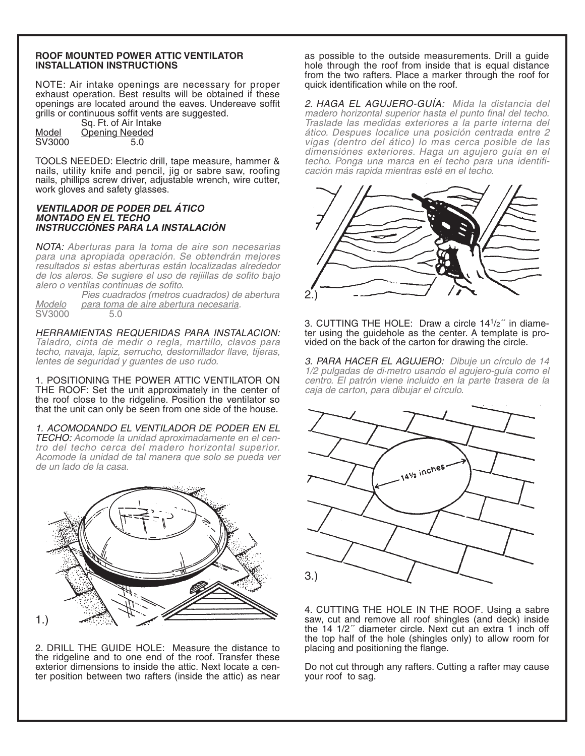**ROOF MOUNTED POWER ATTIC VENTILATOR INSTALLATION INSTRUCTIONS**

NOTE: Air intake openings are necessary for proper exhaust operation. Best results will be obtained if these openings are located around the eaves. Undereave soffit grills or continuous soffit vents are suggested.

| Model | Sq. Ft. of Air Intake Opening Needed |
|---|---|
| SV3000 | 5.0 |

TOOLS NEEDED: Electric drill, tape measure, hammer & nails, utility knife and pencil, jig or sabre saw, roofing nails, phillips screw driver, adjustable wrench, wire cutter, work gloves and safety glasses.

***VENTILADOR DE PODER DEL ÁTICO MONTADO EN EL TECHO INSTRUCCIÓNES PARA LA INSTALACIÓN***

*NOTA: Aberturas para la toma de aire son necesarias para una apropiada operación. Se obtendrán mejores resultados si estas aberturas están localizadas alrededor de los aleros. Se sugiere el uso de rejillas de sofito bajo alero o ventilas continuas de sofito.*

| *Modelo* | *Pies cuadrados (metros cuadrados) de abertura para toma de aire abertura necesaria.* |
|---|---|
| SV3000 | 5.0 |

*HERRAMIENTAS REQUERIDAS PARA INSTALACION: Taladro, cinta de medir o regla, martillo, clavos para techo, navaja, lapiz, serrucho, destornillador llave, tijeras, lentes de seguridad y guantes de uso rudo.*

1. POSITIONING THE POWER ATTIC VENTILATOR ON THE ROOF: Set the unit approximately in the center of the roof close to the ridgeline. Position the ventilator so that the unit can only be seen from one side of the house.

*1. ACOMODANDO EL VENTILADOR DE PODER EN EL TECHO: Acomode la unidad aproximadamente en el centro del techo cerca del madero horizontal superior. Acomode la unidad de tal manera que solo se pueda ver de un lado de la casa.*

1.)

2. DRILL THE GUIDE HOLE: Measure the distance to the ridgeline and to one end of the roof. Transfer these exterior dimensions to inside the attic. Next locate a center position between two rafters (inside the attic) as near as possible to the outside measurements. Drill a guide hole through the roof from inside that is equal distance from the two rafters. Place a marker through the roof for quick identification while on the roof.

*2. HAGA EL AGUJERO-GUÍA: Mida la distancia del madero horizontal superior hasta el punto final del techo. Traslade las medidas exteriores a la parte interna del ático. Despues localice una posición centrada entre 2 vigas (dentro del ático) lo mas cerca posible de las dimensiónes exteriores. Haga un agujero guía en el techo. Ponga una marca en el techo para una identificación más rapida mientras esté en el techo.*

2.)

3. CUTTING THE HOLE: Draw a circle 14 1/2˝ in diameter using the guidehole as the center. A template is provided on the back of the carton for drawing the circle.

*3. PARA HACER EL AGUJERO: Dibuje un círculo de 14 1/2 pulgadas de di·metro usando el agujero-guía como el centro. El patrón viene incluido en la parte trasera de la caja de carton, para dibujar el círculo.*

14½ inches

3.)

4. CUTTING THE HOLE IN THE ROOF. Using a sabre saw, cut and remove all roof shingles (and deck) inside the 14 1/2˝ diameter circle. Next cut an extra 1 inch off the top half of the hole (shingles only) to allow room for placing and positioning the flange.

Do not cut through any rafters. Cutting a rafter may cause your roof to sag.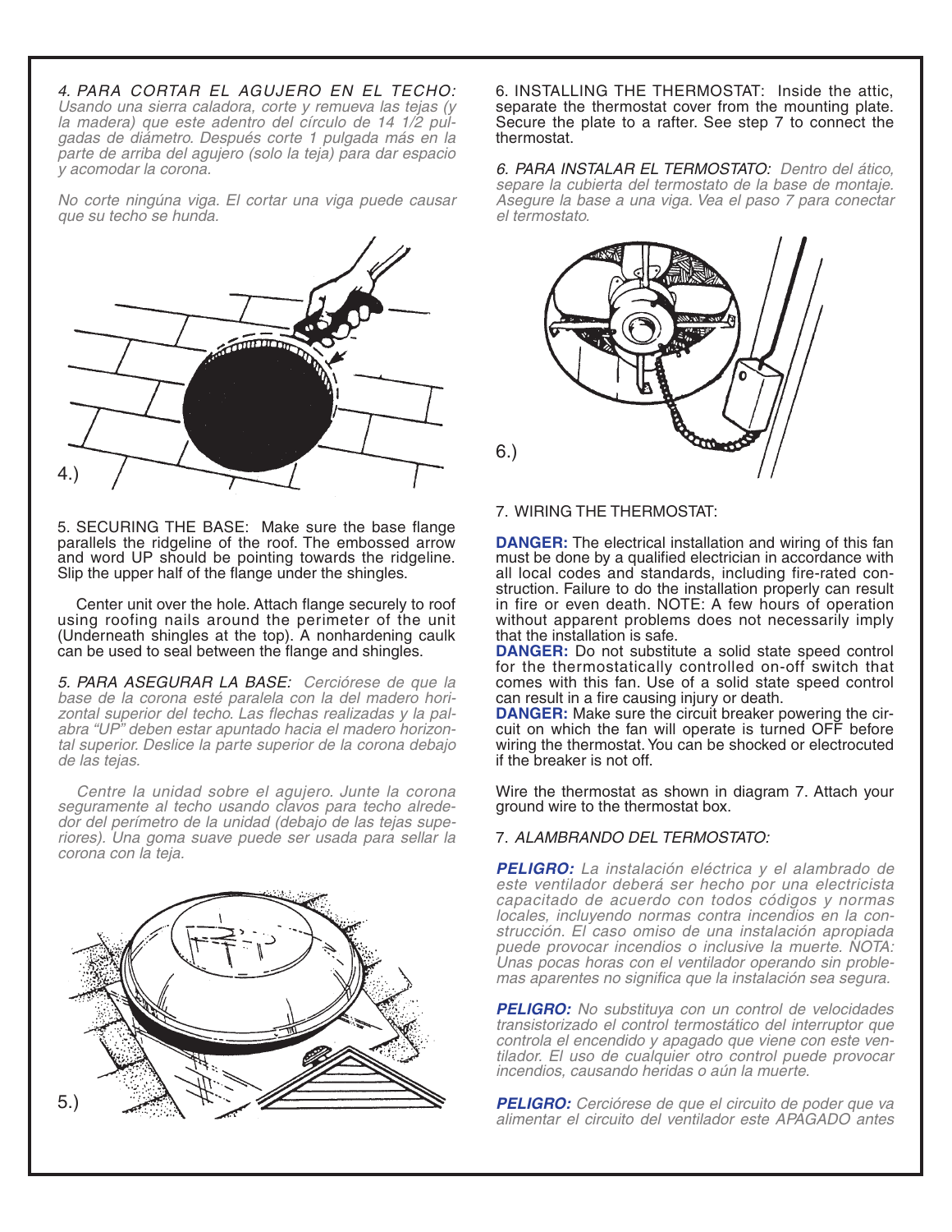*4. PARA CORTAR EL AGUJERO EN EL TECHO: Usando una sierra caladora, corte y remueva las tejas (y la madera) que este adentro del círculo de 14 1/2 pulgadas de diámetro. Después corte 1 pulgada más en la parte de arriba del agujero (solo la teja) para dar espacio y acomodar la corona.*

*No corte ningúna viga. El cortar una viga puede causar que su techo se hunda.*

4.)

5. SECURING THE BASE: Make sure the base flange parallels the ridgeline of the roof. The embossed arrow and word UP should be pointing towards the ridgeline. Slip the upper half of the flange under the shingles.

Center unit over the hole. Attach flange securely to roof using roofing nails around the perimeter of the unit (Underneath shingles at the top). A nonhardening caulk can be used to seal between the flange and shingles.

*5. PARA ASEGURAR LA BASE: Cerciórese de que la base de la corona esté paralela con la del madero horizontal superior del techo. Las flechas realizadas y la palabra "UP" deben estar apuntado hacia el madero horizontal superior. Deslice la parte superior de la corona debajo de las tejas.*

*Centre la unidad sobre el agujero. Junte la corona seguramente al techo usando clavos para techo alrededor del perímetro de la unidad (debajo de las tejas superiores). Una goma suave puede ser usada para sellar la corona con la teja.*

5.)

6. INSTALLING THE THERMOSTAT: Inside the attic, separate the thermostat cover from the mounting plate. Secure the plate to a rafter. See step 7 to connect the thermostat.

*6. PARA INSTALAR EL TERMOSTATO: Dentro del ático, separe la cubierta del termostato de la base de montaje. Asegure la base a una viga. Vea el paso 7 para conectar el termostato.*

6.)

7. WIRING THE THERMOSTAT:

**DANGER:** The electrical installation and wiring of this fan must be done by a qualified electrician in accordance with all local codes and standards, including fire-rated construction. Failure to do the installation properly can result in fire or even death. NOTE: A few hours of operation without apparent problems does not necessarily imply that the installation is safe.

**DANGER:** Do not substitute a solid state speed control for the thermostatically controlled on-off switch that comes with this fan. Use of a solid state speed control can result in a fire causing injury or death.

**DANGER:** Make sure the circuit breaker powering the circuit on which the fan will operate is turned OFF before wiring the thermostat. You can be shocked or electrocuted if the breaker is not off.

Wire the thermostat as shown in diagram 7. Attach your ground wire to the thermostat box.

7. *ALAMBRANDO DEL TERMOSTATO:*

***PELIGRO:*** *La instalación eléctrica y el alambrado de este ventilador deberá ser hecho por una electricista capacitado de acuerdo con todos códigos y normas locales, incluyendo normas contra incendios en la construcción. El caso omiso de una instalación apropiada puede provocar incendios o inclusive la muerte. NOTA: Unas pocas horas con el ventilador operando sin problemas aparentes no significa que la instalación sea segura.*

***PELIGRO:*** *No substituya con un control de velocidades transistorizado el control termostático del interruptor que controla el encendido y apagado que viene con este ventilador. El uso de cualquier otro control puede provocar incendios, causando heridas o aún la muerte.*

***PELIGRO:*** *Cerciórese de que el circuito de poder que va alimentar el circuito del ventilador este APAGADO antes*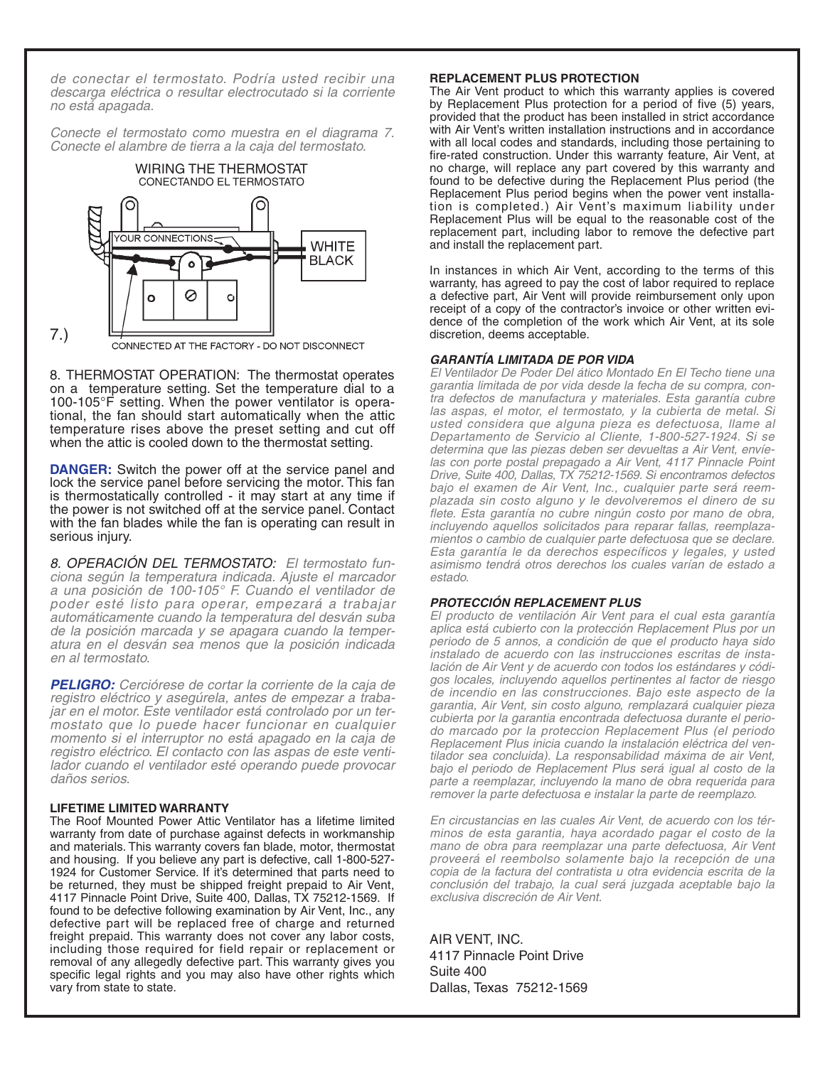*de conectar el termostato. Podría usted recibir una descarga eléctrica o resultar electrocutado si la corriente no está apagada.*

*Conecte el termostato como muestra en el diagrama 7. Conecte el alambre de tierra a la caja del termostato.*

WIRING THE THERMOSTAT
CONECTANDO EL TERMOSTATO

YOUR CONNECTIONS

WHITE
BLACK

7.)

CONNECTED AT THE FACTORY - DO NOT DISCONNECT

8. THERMOSTAT OPERATION: The thermostat operates on a temperature setting. Set the temperature dial to a 100-105°F setting. When the power ventilator is operational, the fan should start automatically when the attic temperature rises above the preset setting and cut off when the attic is cooled down to the thermostat setting.

**DANGER:** Switch the power off at the service panel and lock the service panel before servicing the motor. This fan is thermostatically controlled - it may start at any time if the power is not switched off at the service panel. Contact with the fan blades while the fan is operating can result in serious injury.

*8. OPERACIÓN DEL TERMOSTATO: El termostato funciona según la temperatura indicada. Ajuste el marcador a una posición de 100-105° F. Cuando el ventilador de poder esté listo para operar, empezará a trabajar automáticamente cuando la temperatura del desván suba de la posición marcada y se apagara cuando la temperatura en el desván sea menos que la posición indicada en al termostato.*

***PELIGRO:*** *Cerciórese de cortar la corriente de la caja de registro eléctrico y asegúrela, antes de empezar a trabajar en el motor. Este ventilador está controlado por un termostato que lo puede hacer funcionar en cualquier momento si el interruptor no está apagado en la caja de registro eléctrico. El contacto con las aspas de este ventilador cuando el ventilador esté operando puede provocar daños serios.*

**LIFETIME LIMITED WARRANTY**

The Roof Mounted Power Attic Ventilator has a lifetime limited warranty from date of purchase against defects in workmanship and materials. This warranty covers fan blade, motor, thermostat and housing. If you believe any part is defective, call 1-800-527-1924 for Customer Service. If it's determined that parts need to be returned, they must be shipped freight prepaid to Air Vent, 4117 Pinnacle Point Drive, Suite 400, Dallas, TX 75212-1569. If found to be defective following examination by Air Vent, Inc., any defective part will be replaced free of charge and returned freight prepaid. This warranty does not cover any labor costs, including those required for field repair or replacement or removal of any allegedly defective part. This warranty gives you specific legal rights and you may also have other rights which vary from state to state.

**REPLACEMENT PLUS PROTECTION**

The Air Vent product to which this warranty applies is covered by Replacement Plus protection for a period of five (5) years, provided that the product has been installed in strict accordance with Air Vent's written installation instructions and in accordance with all local codes and standards, including those pertaining to fire-rated construction. Under this warranty feature, Air Vent, at no charge, will replace any part covered by this warranty and found to be defective during the Replacement Plus period (the Replacement Plus period begins when the power vent installation is completed.) Air Vent's maximum liability under Replacement Plus will be equal to the reasonable cost of the replacement part, including labor to remove the defective part and install the replacement part.

In instances in which Air Vent, according to the terms of this warranty, has agreed to pay the cost of labor required to replace a defective part, Air Vent will provide reimbursement only upon receipt of a copy of the contractor's invoice or other written evidence of the completion of the work which Air Vent, at its sole discretion, deems acceptable.

***GARANTÍA LIMITADA DE POR VIDA***

*El Ventilador De Poder Del ático Montado En El Techo tiene una garantia limitada de por vida desde la fecha de su compra, contra defectos de manufactura y materiales. Esta garantía cubre las aspas, el motor, el termostato, y la cubierta de metal. Si usted considera que alguna pieza es defectuosa, llame al Departamento de Servicio al Cliente, 1-800-527-1924. Si se determina que las piezas deben ser devueltas a Air Vent, envíelas con porte postal prepagado a Air Vent, 4117 Pinnacle Point Drive, Suite 400, Dallas, TX 75212-1569. Si encontramos defectos bajo el examen de Air Vent, Inc., cualquier parte será reemplazada sin costo alguno y le devolveremos el dinero de su flete. Esta garantía no cubre ningún costo por mano de obra, incluyendo aquellos solicitados para reparar fallas, reemplazamientos o cambio de cualquier parte defectuosa que se declare. Esta garantía le da derechos específicos y legales, y usted asimismo tendrá otros derechos los cuales varían de estado a estado.*

***PROTECCIÓN REPLACEMENT PLUS***

*El producto de ventilación Air Vent para el cual esta garantía aplica está cubierto con la protección Replacement Plus por un periodo de 5 annos, a condición de que el producto haya sido instalado de acuerdo con las instrucciones escritas de instalación de Air Vent y de acuerdo con todos los estándares y códigos locales, incluyendo aquellos pertinentes al factor de riesgo de incendio en las construcciones. Bajo este aspecto de la garantia, Air Vent, sin costo alguno, remplazará cualquier pieza cubierta por la garantia encontrada defectuosa durante el periodo marcado por la proteccion Replacement Plus (el periodo Replacement Plus inicia cuando la instalación eléctrica del ventilador sea concluida). La responsabilidad máxima de air Vent, bajo el periodo de Replacement Plus será igual al costo de la parte a reemplazar, incluyendo la mano de obra requerida para remover la parte defectuosa e instalar la parte de reemplazo.*

*En circustancias en las cuales Air Vent, de acuerdo con los términos de esta garantia, haya acordado pagar el costo de la mano de obra para reemplazar una parte defectuosa, Air Vent proveerá el reembolso solamente bajo la recepción de una copia de la factura del contratista u otra evidencia escrita de la conclusión del trabajo, la cual será juzgada aceptable bajo la exclusiva discreción de Air Vent.*

AIR VENT, INC.
4117 Pinnacle Point Drive
Suite 400
Dallas, Texas 75212-1569